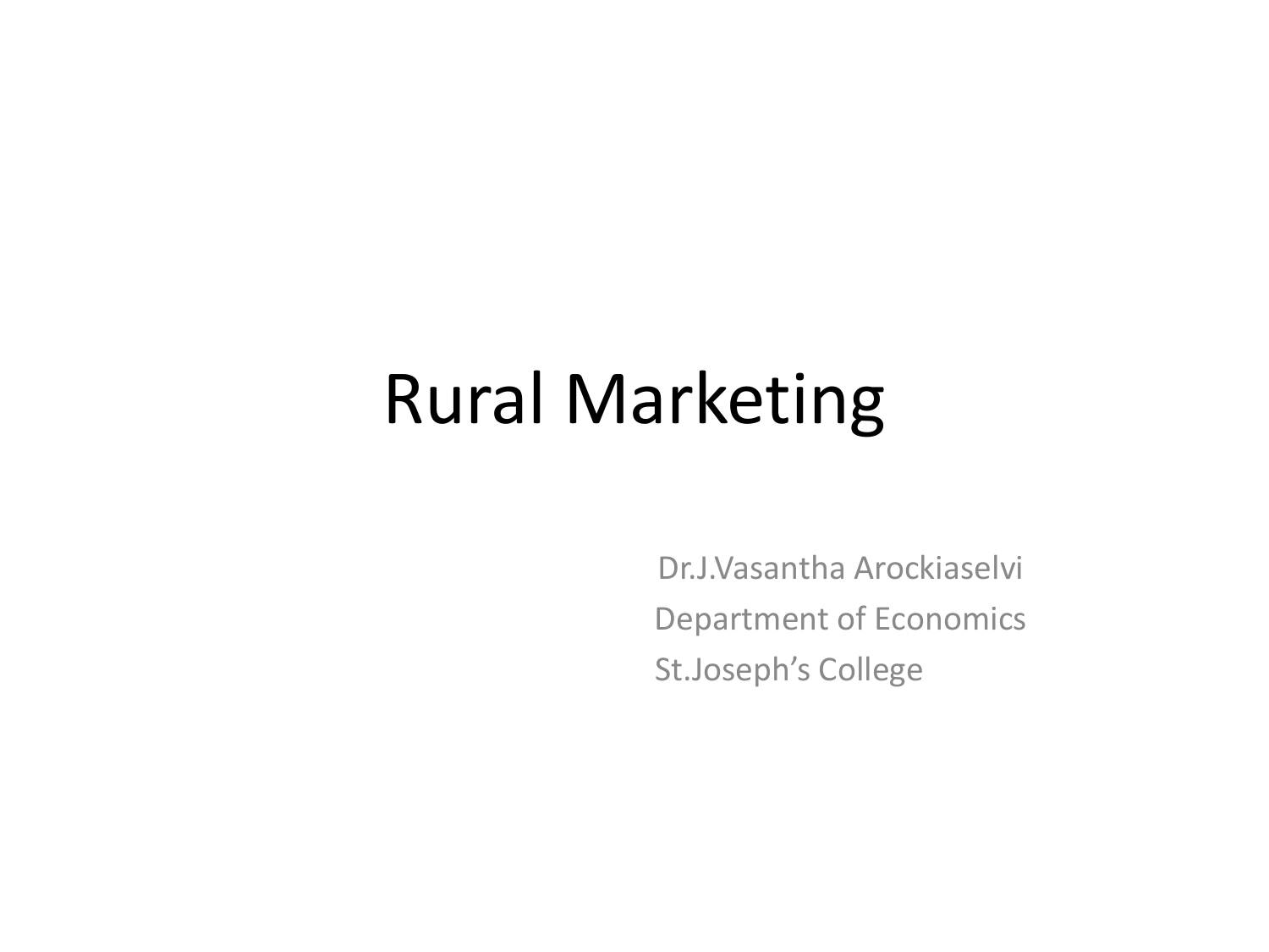# Rural Marketing

Dr.J.Vasantha Arockiaselvi
Department of Economics
St.Joseph's College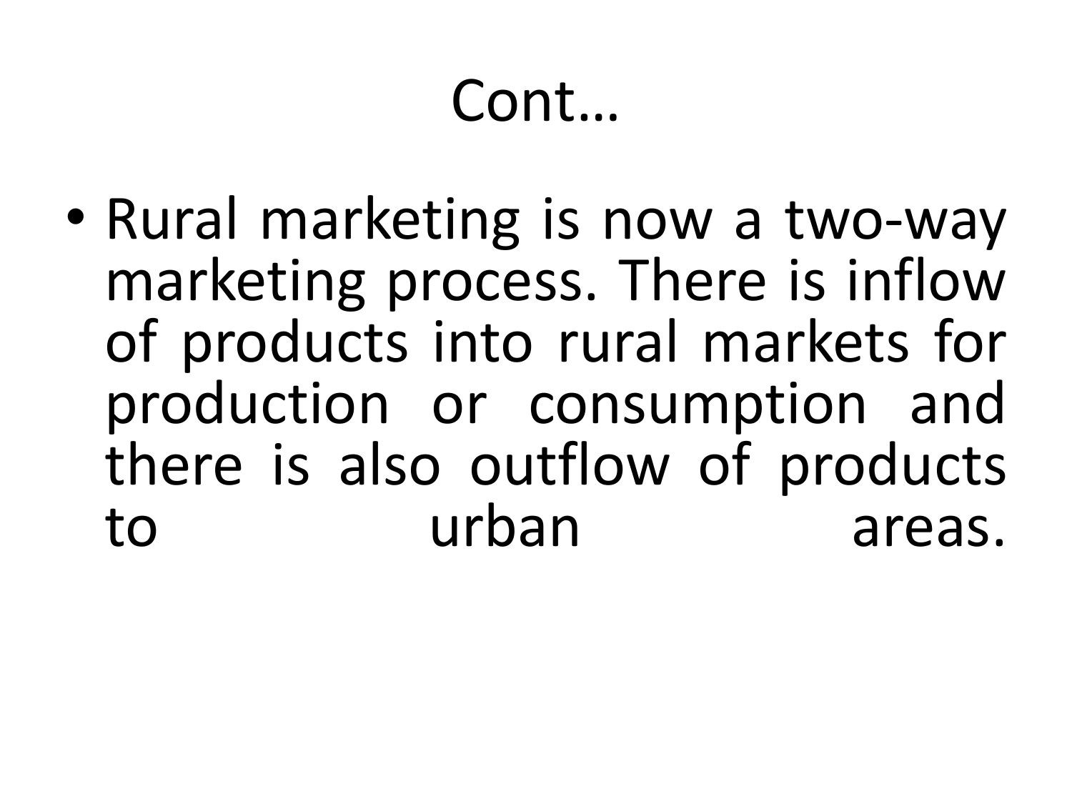# Cont…

- Rural marketing is now a two-way marketing process. There is inflow of products into rural markets for production or consumption and there is also outflow of products to urban areas.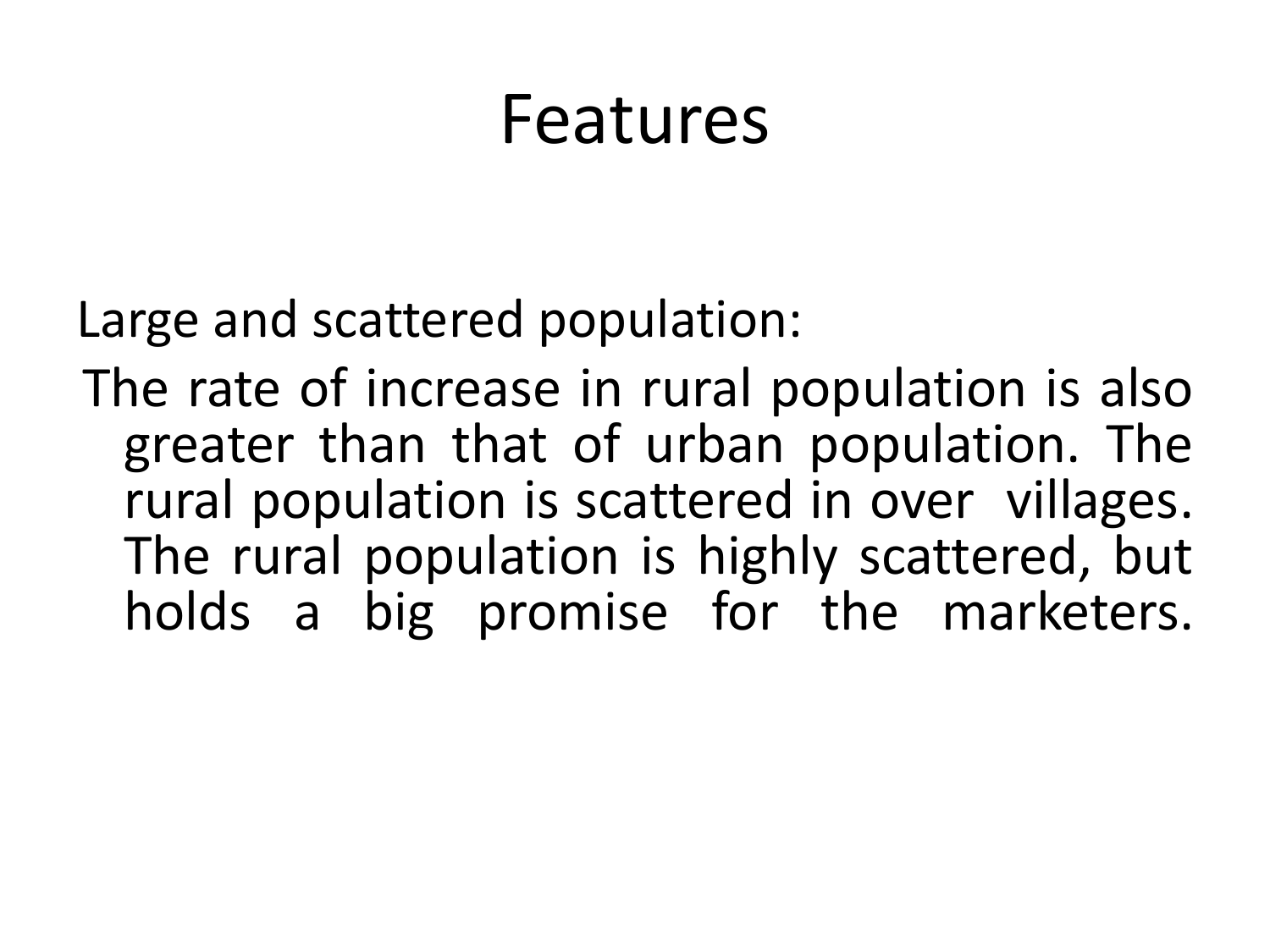# Features

Large and scattered population:

The rate of increase in rural population is also greater than that of urban population. The rural population is scattered in over villages. The rural population is highly scattered, but holds a big promise for the marketers.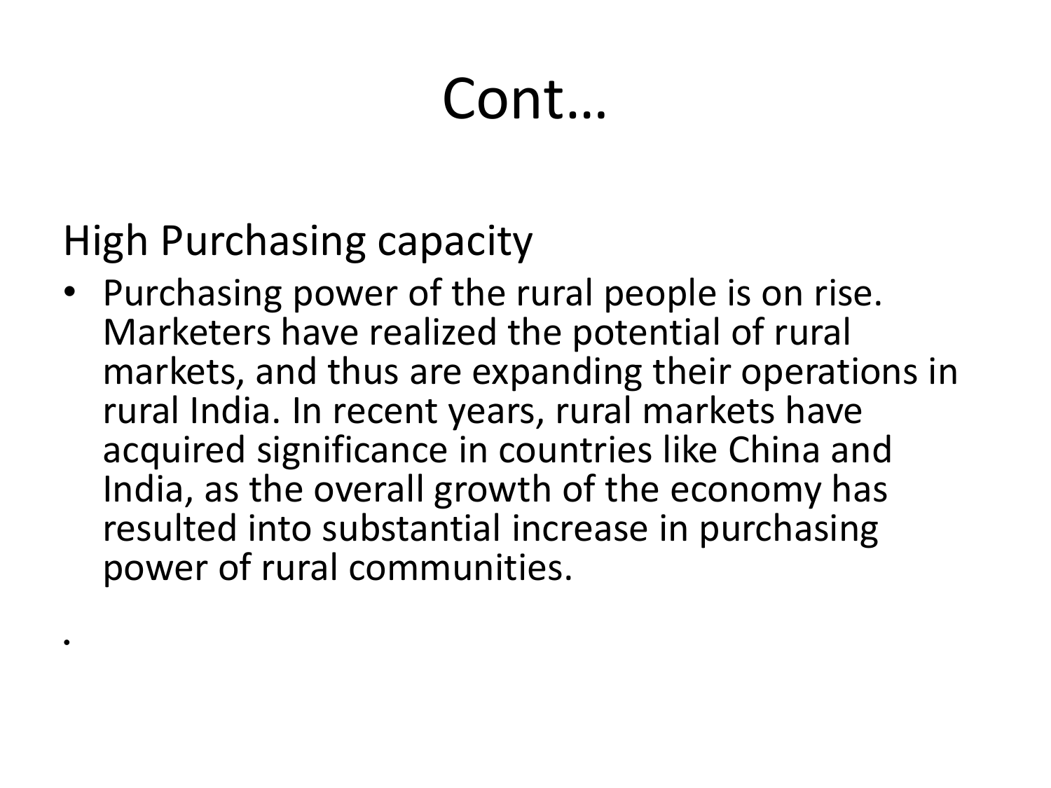# Cont…

## High Purchasing capacity

- Purchasing power of the rural people is on rise. Marketers have realized the potential of rural markets, and thus are expanding their operations in rural India. In recent years, rural markets have acquired significance in countries like China and India, as the overall growth of the economy has resulted into substantial increase in purchasing power of rural communities.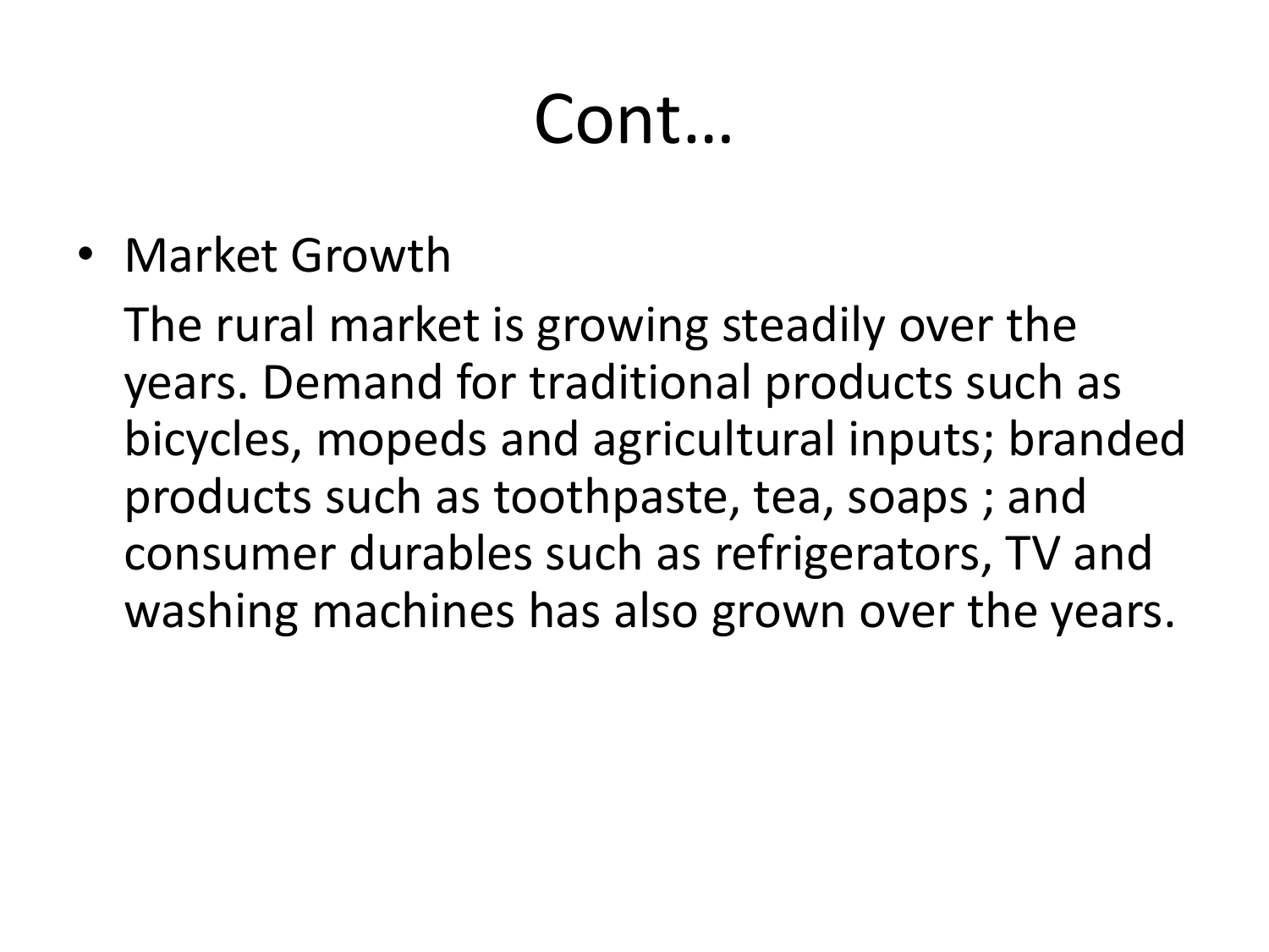# Cont…

- Market Growth

  The rural market is growing steadily over the years. Demand for traditional products such as bicycles, mopeds and agricultural inputs; branded products such as toothpaste, tea, soaps ; and consumer durables such as refrigerators, TV and washing machines has also grown over the years.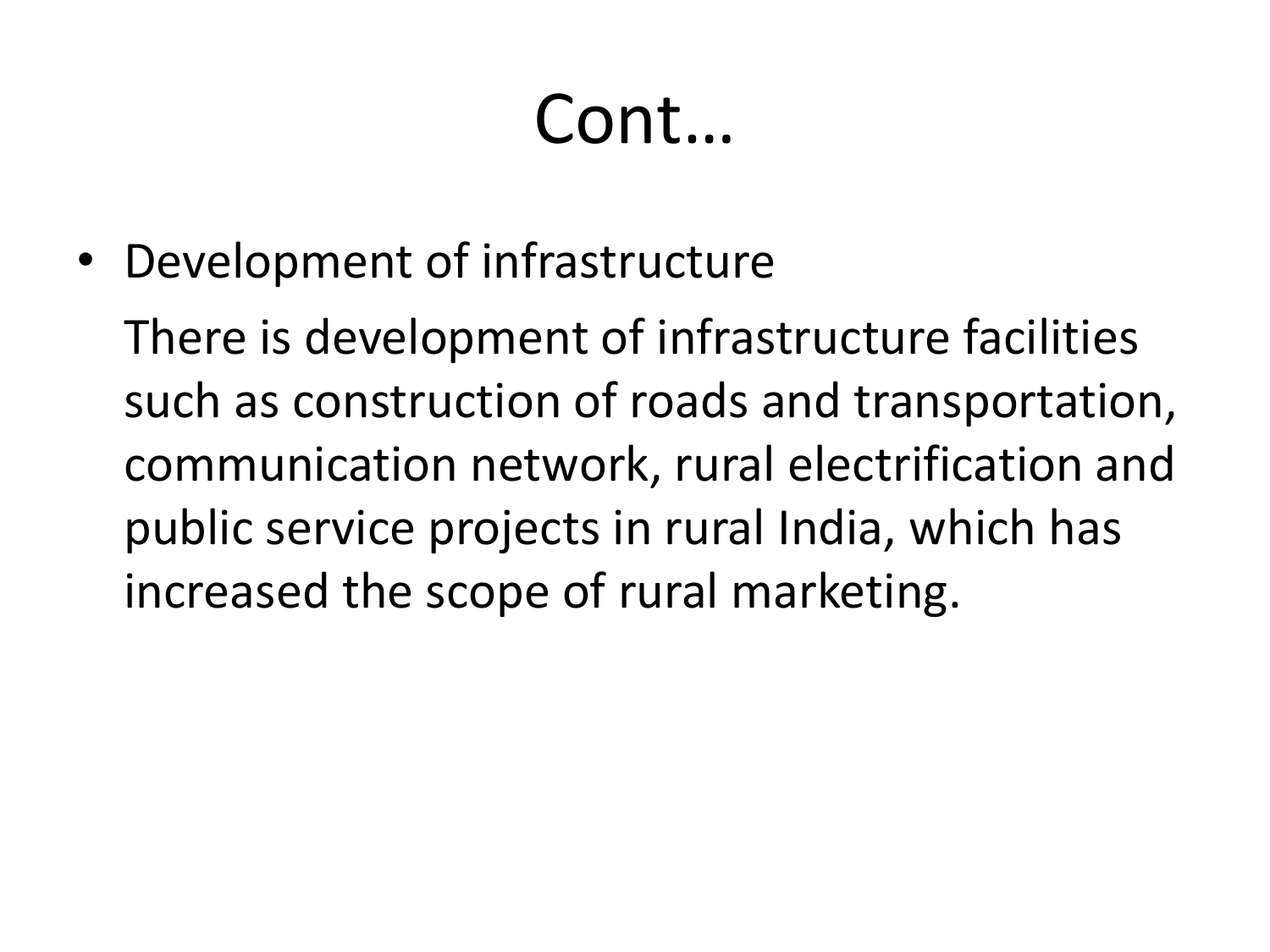# Cont…

- Development of infrastructure

  There is development of infrastructure facilities such as construction of roads and transportation, communication network, rural electrification and public service projects in rural India, which has increased the scope of rural marketing.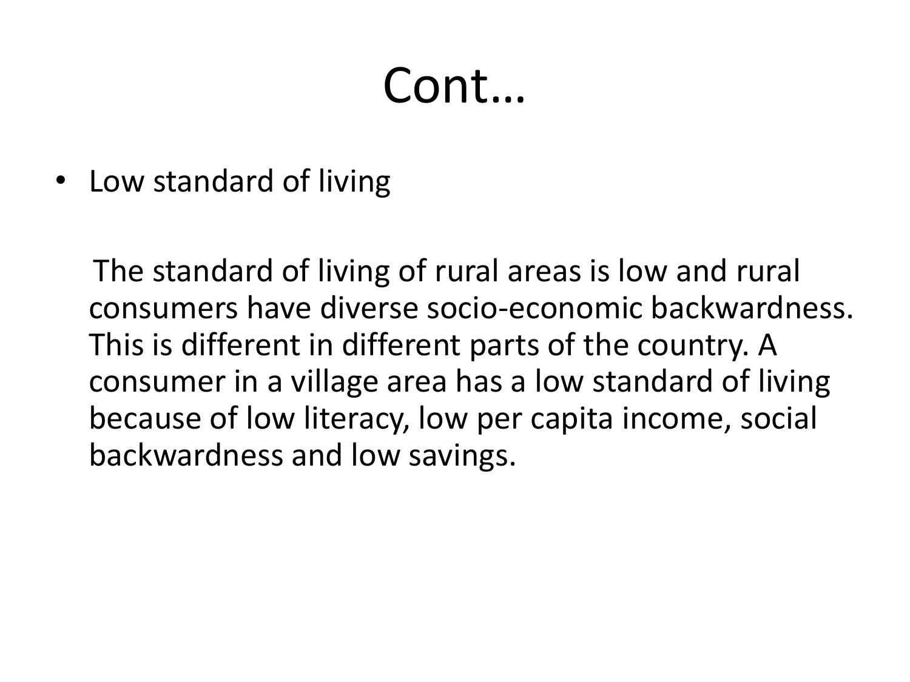# Cont…

- Low standard of living

  The standard of living of rural areas is low and rural consumers have diverse socio-economic backwardness. This is different in different parts of the country. A consumer in a village area has a low standard of living because of low literacy, low per capita income, social backwardness and low savings.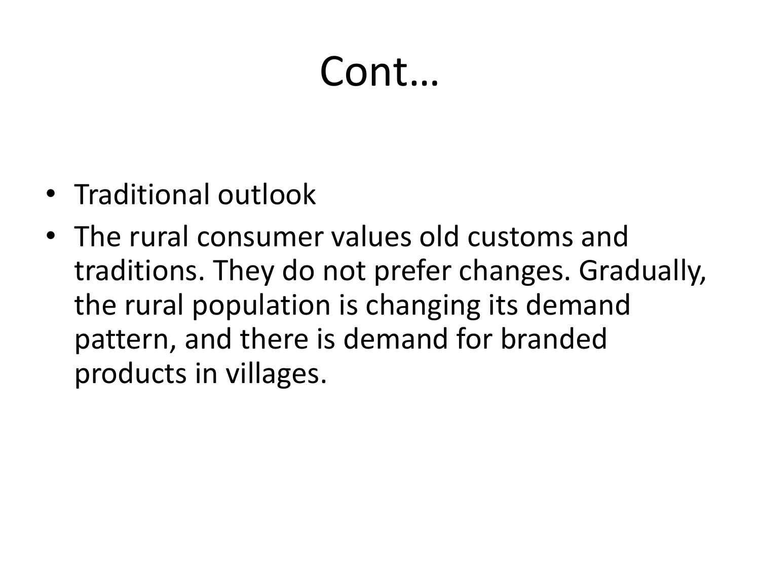# Cont…

- Traditional outlook
- The rural consumer values old customs and traditions. They do not prefer changes. Gradually, the rural population is changing its demand pattern, and there is demand for branded products in villages.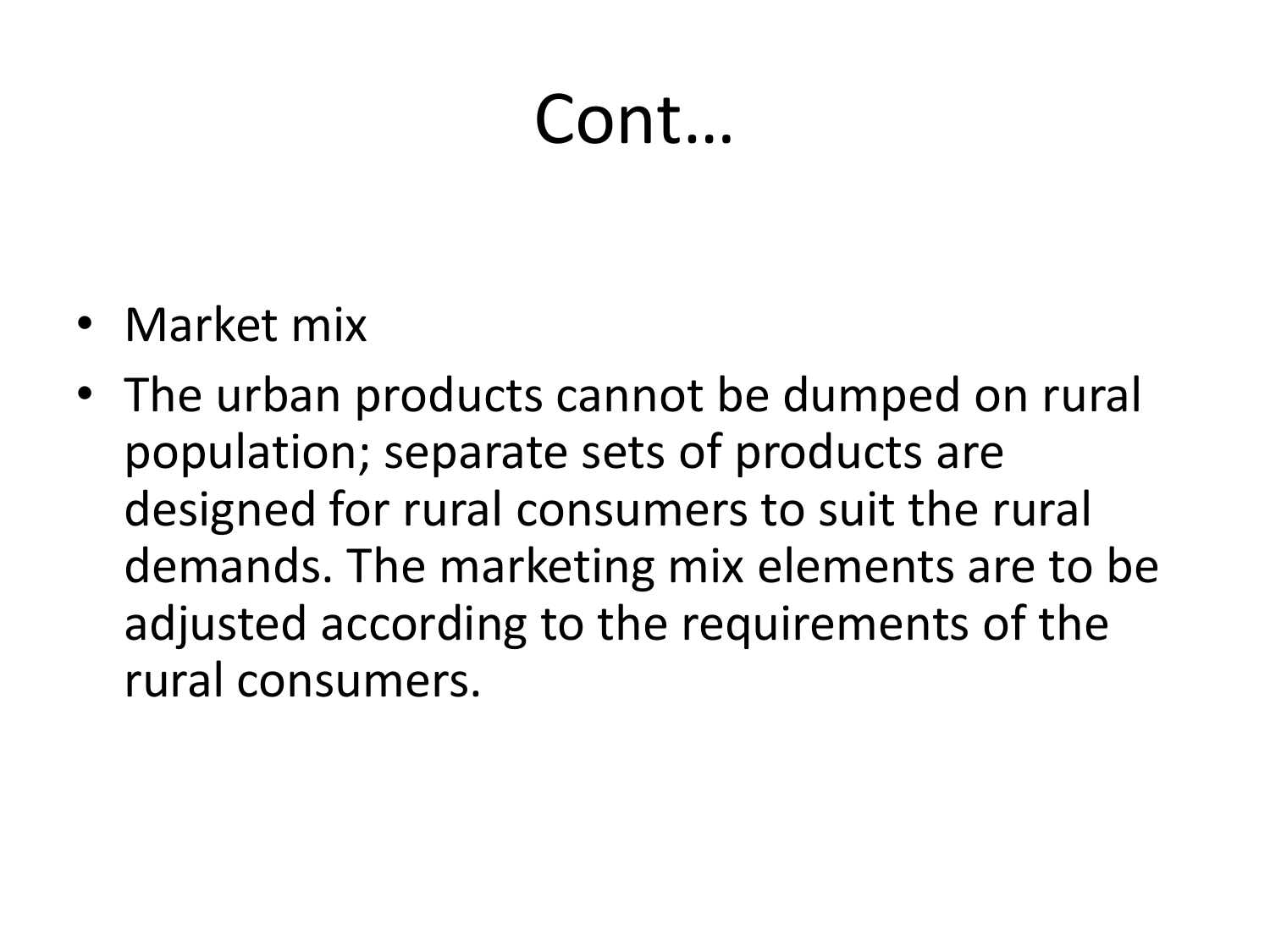# Cont…

- Market mix
- The urban products cannot be dumped on rural population; separate sets of products are designed for rural consumers to suit the rural demands. The marketing mix elements are to be adjusted according to the requirements of the rural consumers.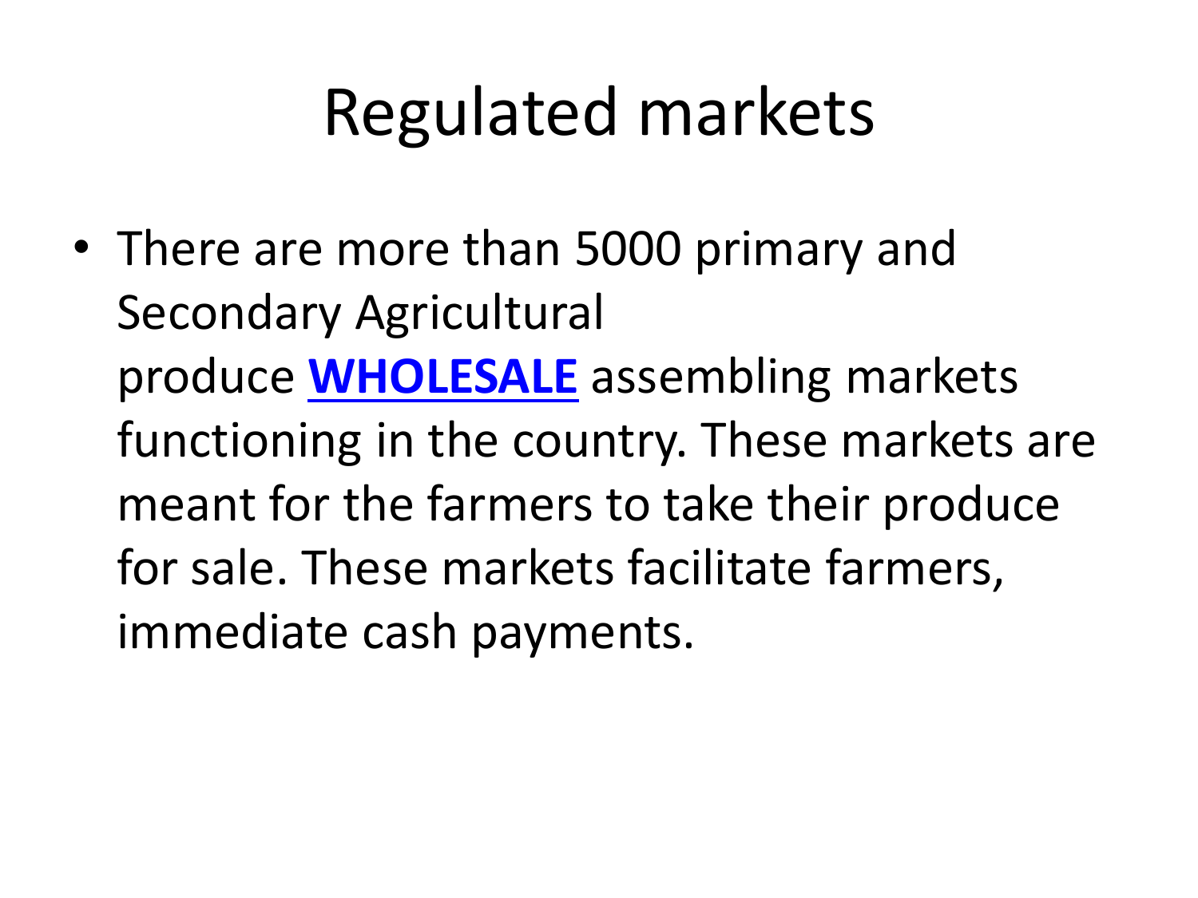# Regulated markets

- There are more than 5000 primary and Secondary Agricultural produce **WHOLESALE** assembling markets functioning in the country. These markets are meant for the farmers to take their produce for sale. These markets facilitate farmers, immediate cash payments.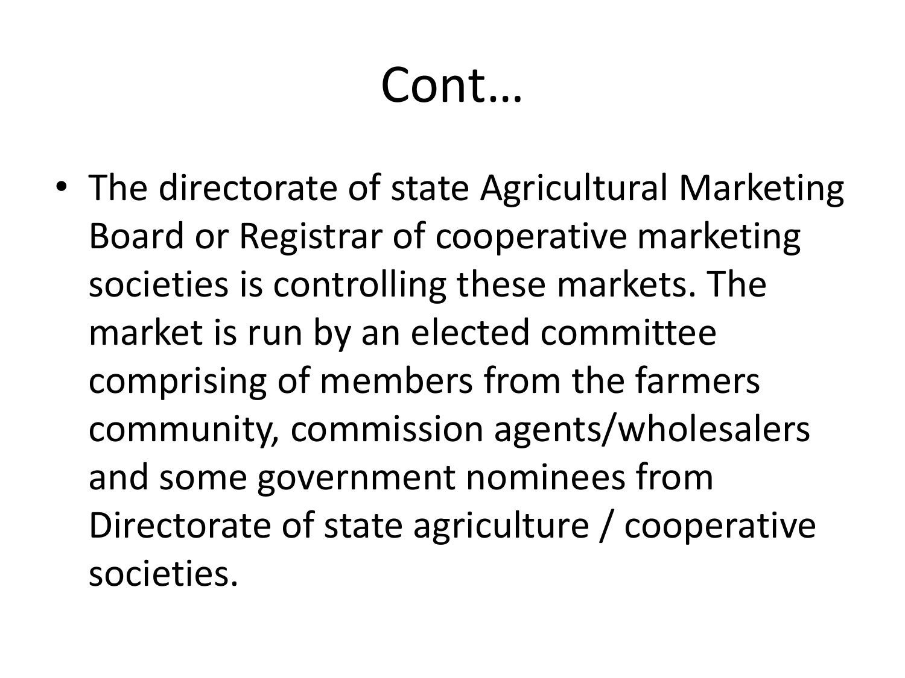# Cont…

- The directorate of state Agricultural Marketing Board or Registrar of cooperative marketing societies is controlling these markets. The market is run by an elected committee comprising of members from the farmers community, commission agents/wholesalers and some government nominees from Directorate of state agriculture / cooperative societies.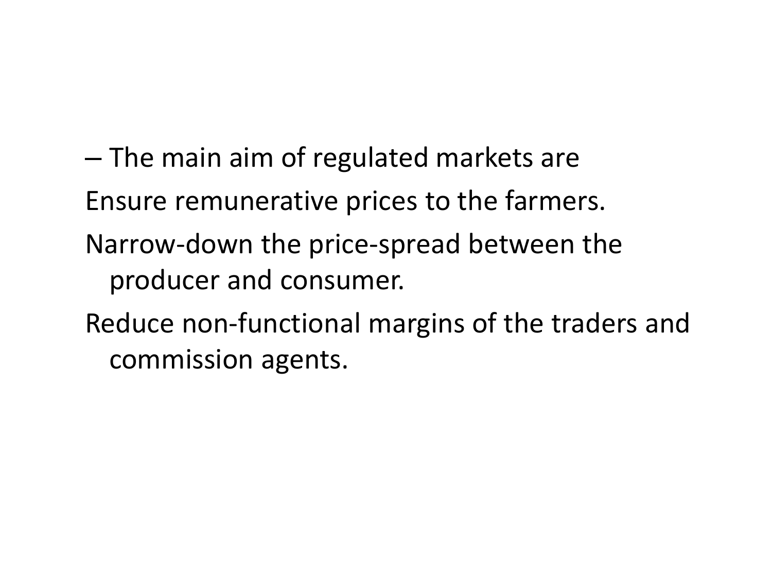– The main aim of regulated markets are

Ensure remunerative prices to the farmers.

Narrow-down the price-spread between the producer and consumer.

Reduce non-functional margins of the traders and commission agents.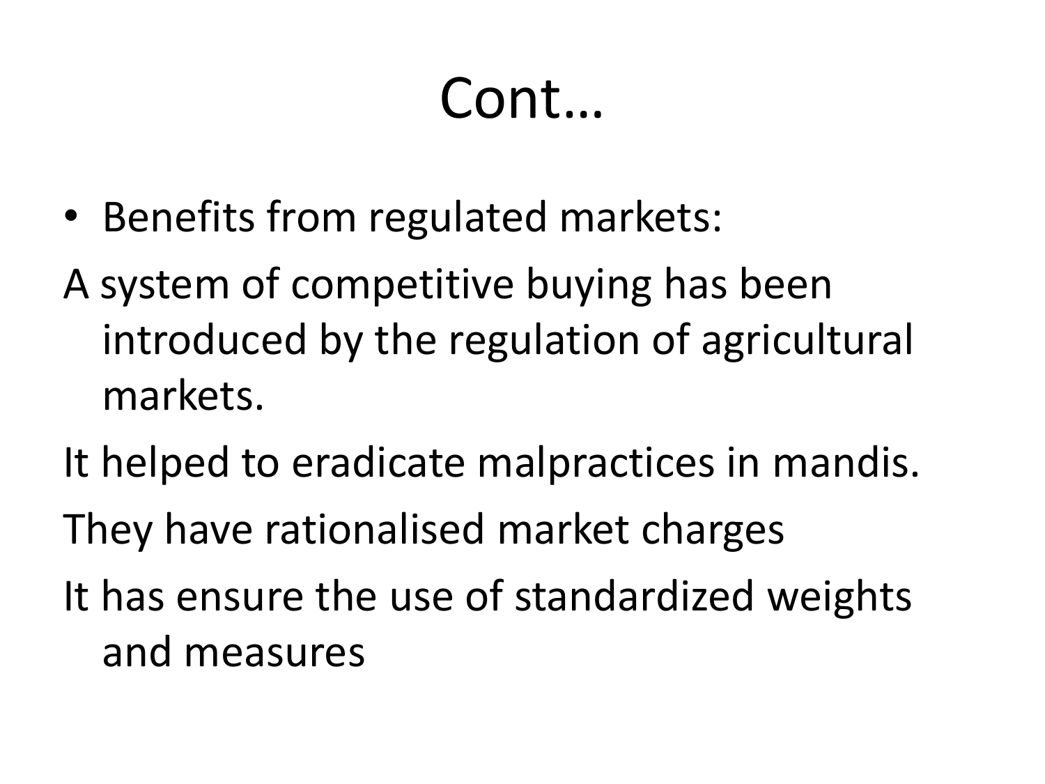# Cont…

- Benefits from regulated markets:

A system of competitive buying has been introduced by the regulation of agricultural markets.

It helped to eradicate malpractices in mandis.

They have rationalised market charges

It has ensure the use of standardized weights and measures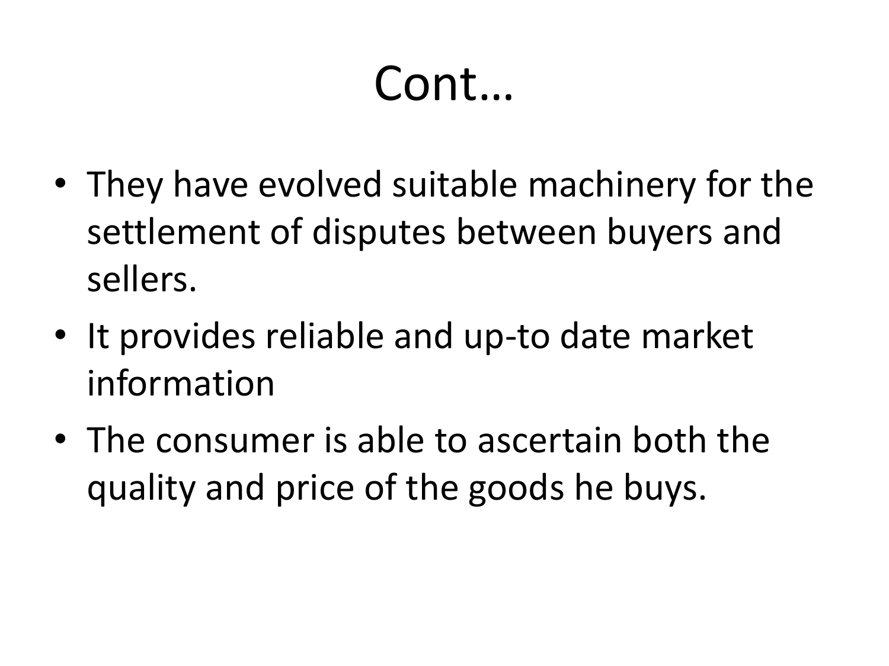# Cont…

- They have evolved suitable machinery for the settlement of disputes between buyers and sellers.
- It provides reliable and up-to date market information
- The consumer is able to ascertain both the quality and price of the goods he buys.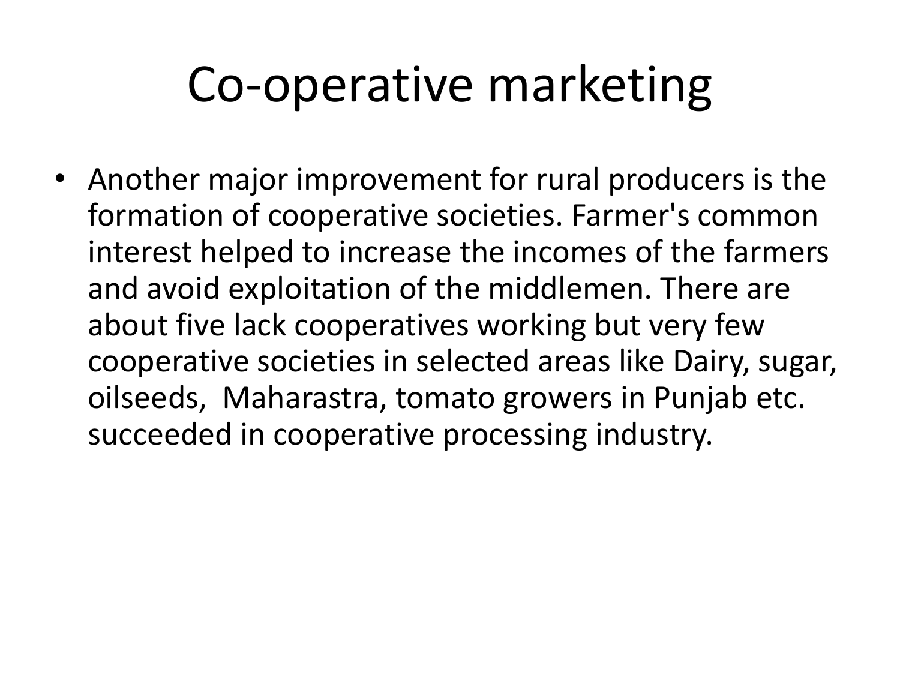# Co-operative marketing

- Another major improvement for rural producers is the formation of cooperative societies. Farmer's common interest helped to increase the incomes of the farmers and avoid exploitation of the middlemen. There are about five lack cooperatives working but very few cooperative societies in selected areas like Dairy, sugar, oilseeds, Maharastra, tomato growers in Punjab etc. succeeded in cooperative processing industry.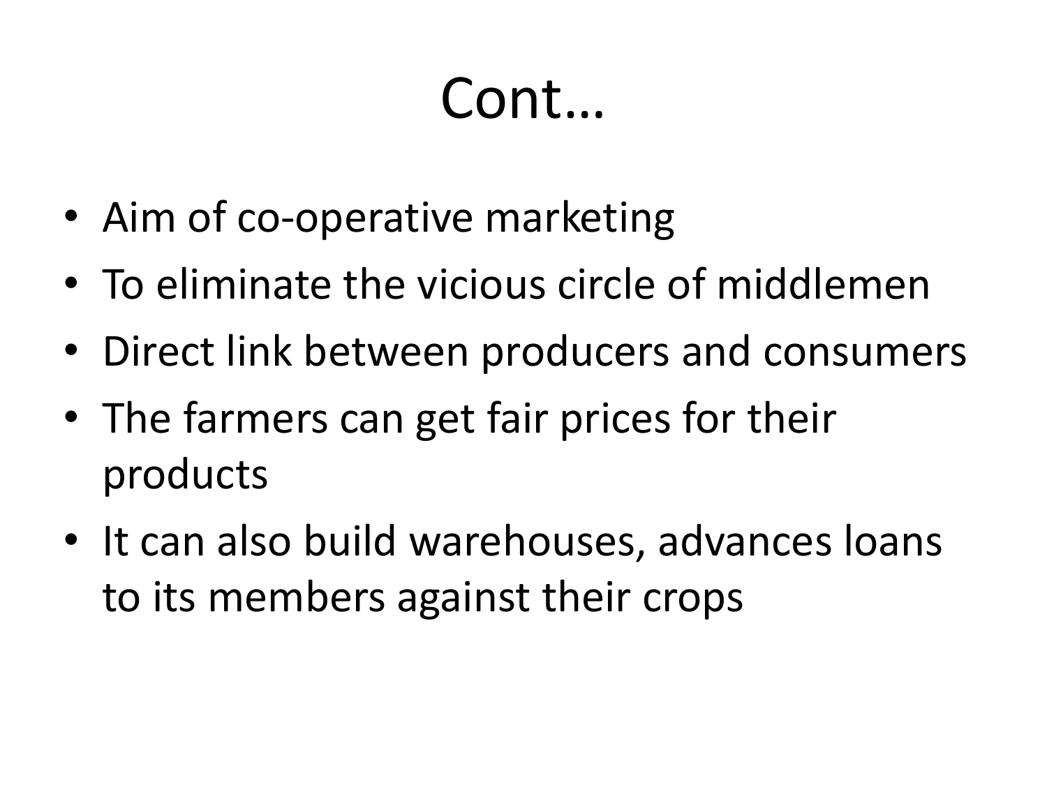# Cont…

- Aim of co-operative marketing
- To eliminate the vicious circle of middlemen
- Direct link between producers and consumers
- The farmers can get fair prices for their products
- It can also build warehouses, advances loans to its members against their crops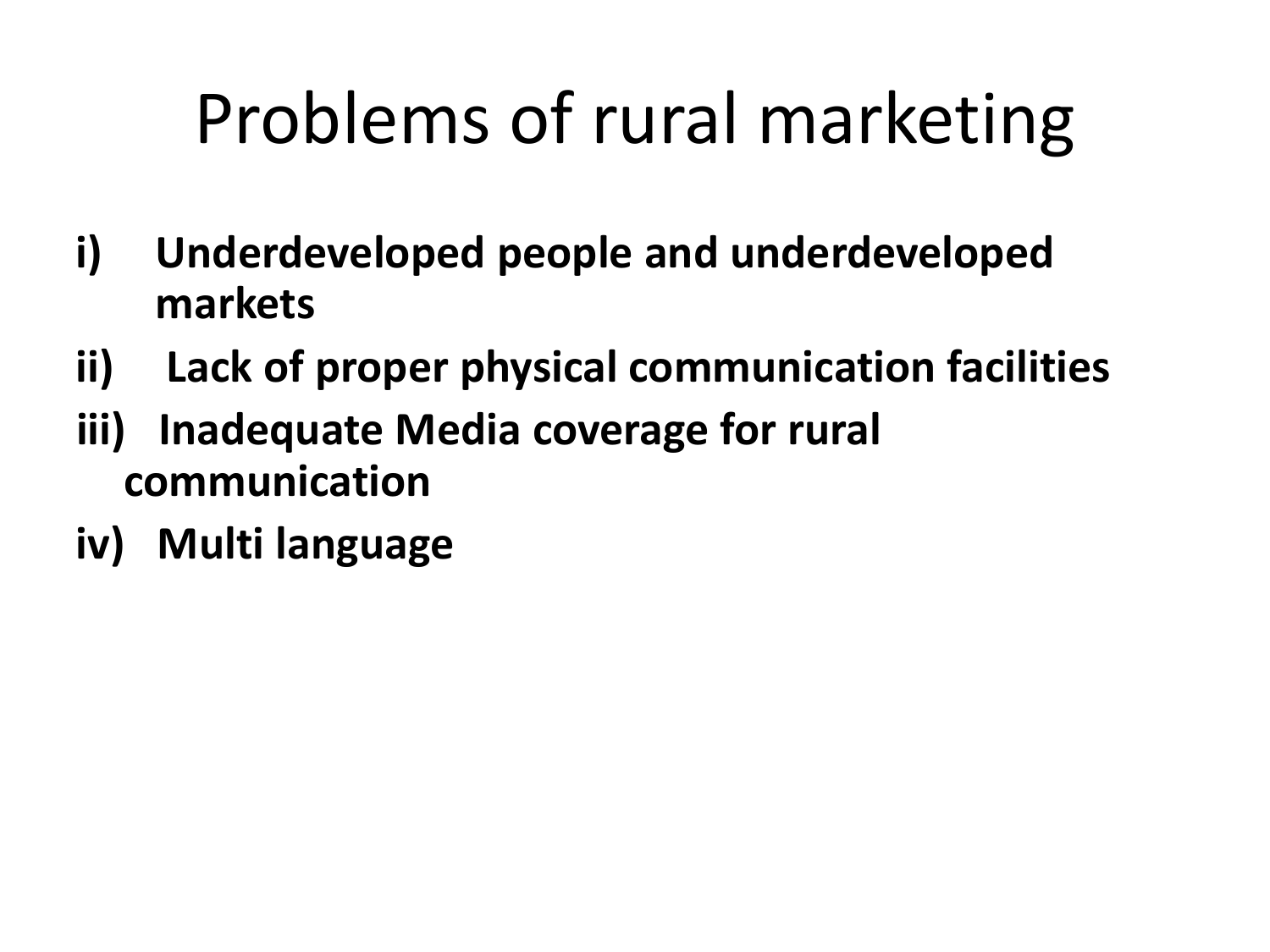# Problems of rural marketing

- **i) Underdeveloped people and underdeveloped markets**
- **ii) Lack of proper physical communication facilities**
- **iii) Inadequate Media coverage for rural communication**
- **iv) Multi language**